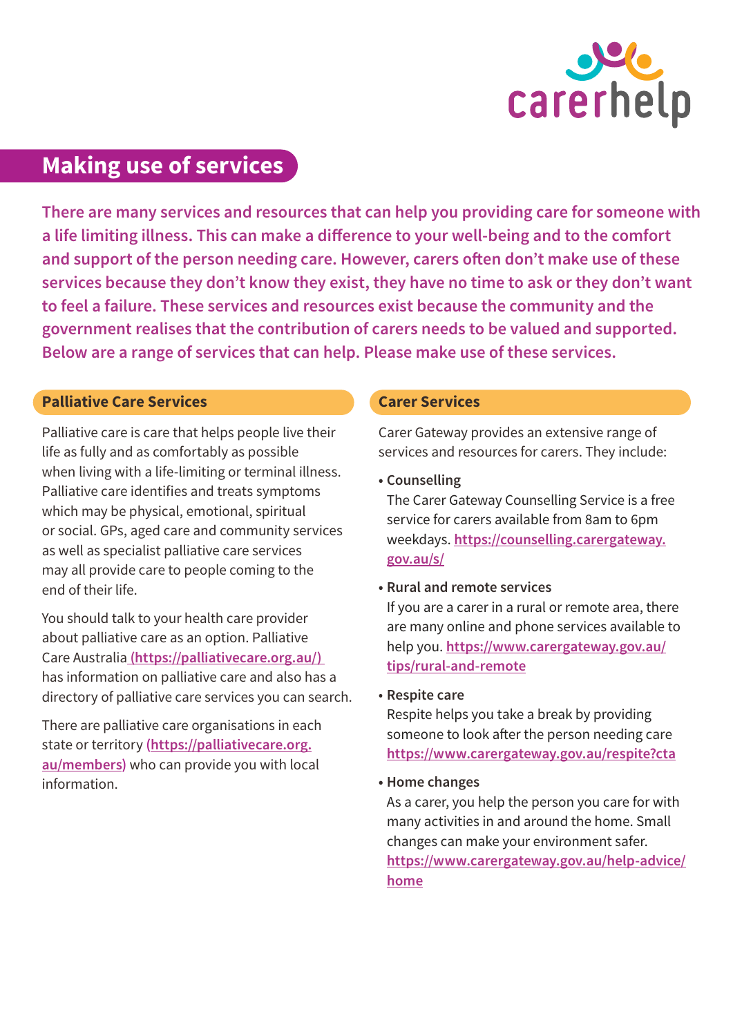carerhelp

# Making use of services

**There are many services and resources that can help you providing care for someone with a life limiting illness. This can make a difference to your well-being and to the comfort and support of the person needing care. However, carers often don't make use of these services because they don't know they exist, they have no time to ask or they don't want to feel a failure. These services and resources exist because the community and the government realises that the contribution of carers needs to be valued and supported. Below are a range of services that can help. Please make use of these services.**

## Palliative Care Services

Palliative care is care that helps people live their life as fully and as comfortably as possible when living with a life-limiting or terminal illness. Palliative care identifies and treats symptoms which may be physical, emotional, spiritual or social. GPs, aged care and community services as well as specialist palliative care services may all provide care to people coming to the end of their life.

You should talk to your health care provider about palliative care as an option. Palliative Care Australia (https://palliativecare.org.au/) has information on palliative care and also has a directory of palliative care services you can search.

There are palliative care organisations in each state or territory (https://palliativecare.org.au/members) who can provide you with local information.

## Carer Services

Carer Gateway provides an extensive range of services and resources for carers. They include:

- **Counselling**
  The Carer Gateway Counselling Service is a free service for carers available from 8am to 6pm weekdays. https://counselling.carergateway.gov.au/s/
- **Rural and remote services**
  If you are a carer in a rural or remote area, there are many online and phone services available to help you. https://www.carergateway.gov.au/tips/rural-and-remote
- **Respite care**
  Respite helps you take a break by providing someone to look after the person needing care https://www.carergateway.gov.au/respite?cta
- **Home changes**
  As a carer, you help the person you care for with many activities in and around the home. Small changes can make your environment safer. https://www.carergateway.gov.au/help-advice/home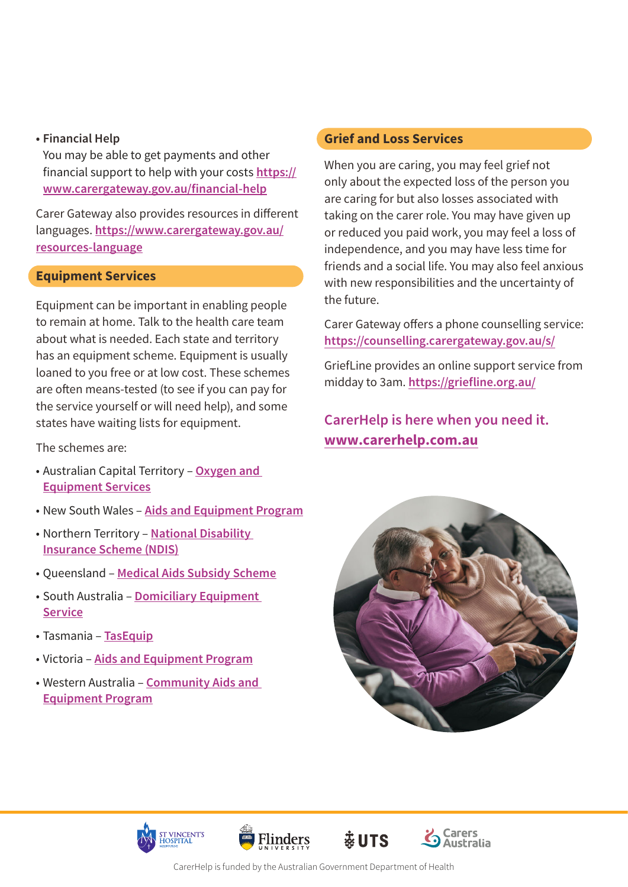- **Financial Help**
  You may be able to get payments and other financial support to help with your costs https://www.carergateway.gov.au/financial-help

Carer Gateway also provides resources in different languages. https://www.carergateway.gov.au/resources-language

## Equipment Services

Equipment can be important in enabling people to remain at home. Talk to the health care team about what is needed. Each state and territory has an equipment scheme. Equipment is usually loaned to you free or at low cost. These schemes are often means-tested (to see if you can pay for the service yourself or will need help), and some states have waiting lists for equipment.

The schemes are:

- Australian Capital Territory – Oxygen and Equipment Services
- New South Wales – Aids and Equipment Program
- Northern Territory – National Disability Insurance Scheme (NDIS)
- Queensland – Medical Aids Subsidy Scheme
- South Australia – Domiciliary Equipment Service
- Tasmania – TasEquip
- Victoria – Aids and Equipment Program
- Western Australia – Community Aids and Equipment Program

## Grief and Loss Services

When you are caring, you may feel grief not only about the expected loss of the person you are caring for but also losses associated with taking on the carer role. You may have given up or reduced you paid work, you may feel a loss of independence, and you may have less time for friends and a social life. You may also feel anxious with new responsibilities and the uncertainty of the future.

Carer Gateway offers a phone counselling service: https://counselling.carergateway.gov.au/s/

GriefLine provides an online support service from midday to 3am. https://griefline.org.au/

### CarerHelp is here when you need it. www.carerhelp.com.au

CarerHelp is funded by the Australian Government Department of Health